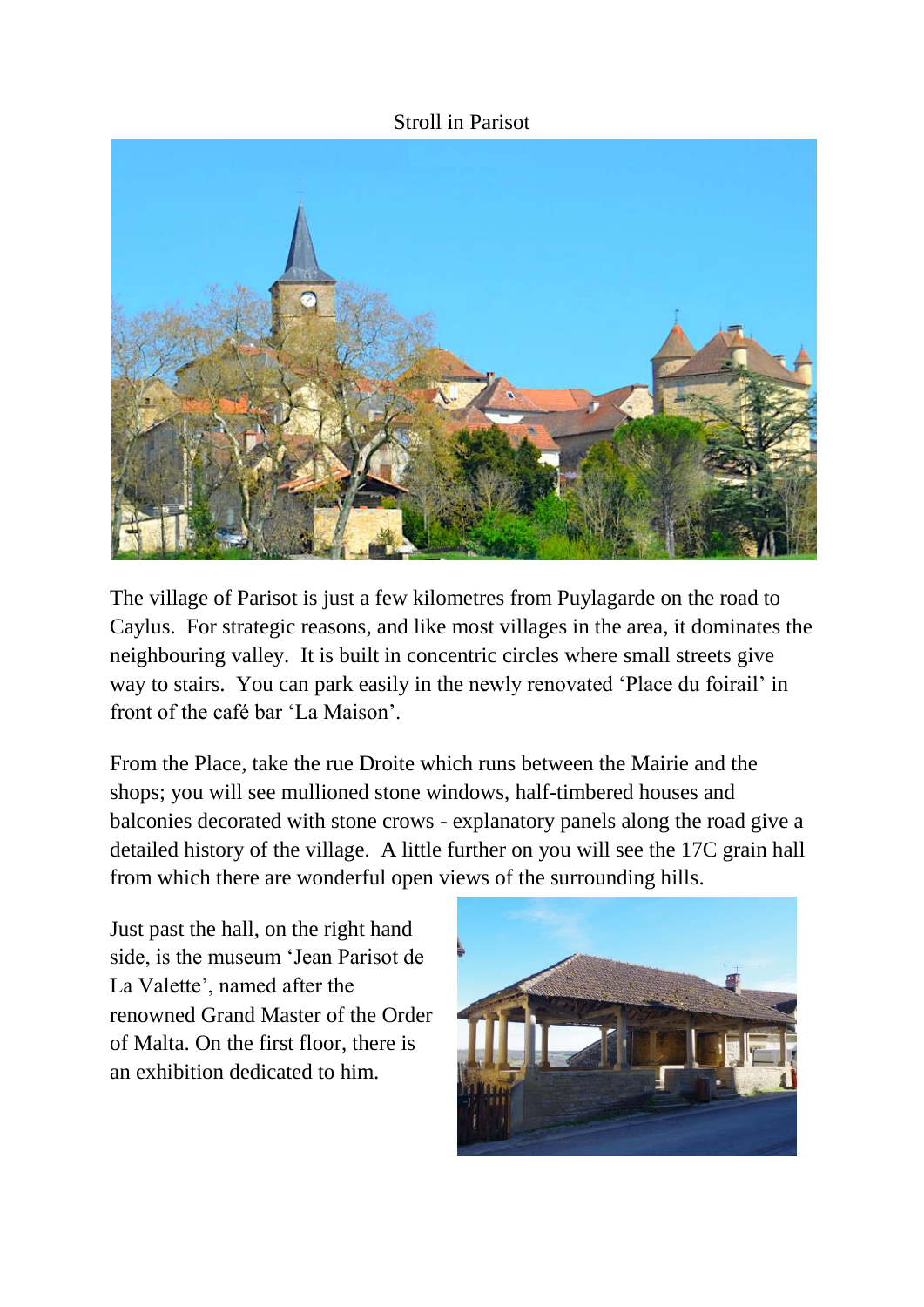# Stroll in Parisot

The village of Parisot is just a few kilometres from Puylagarde on the road to Caylus. For strategic reasons, and like most villages in the area, it dominates the neighbouring valley. It is built in concentric circles where small streets give way to stairs. You can park easily in the newly renovated 'Place du foirail' in front of the café bar 'La Maison'.

From the Place, take the rue Droite which runs between the Mairie and the shops; you will see mullioned stone windows, half-timbered houses and balconies decorated with stone crows - explanatory panels along the road give a detailed history of the village. A little further on you will see the 17C grain hall from which there are wonderful open views of the surrounding hills.

Just past the hall, on the right hand side, is the museum 'Jean Parisot de La Valette', named after the renowned Grand Master of the Order of Malta. On the first floor, there is an exhibition dedicated to him.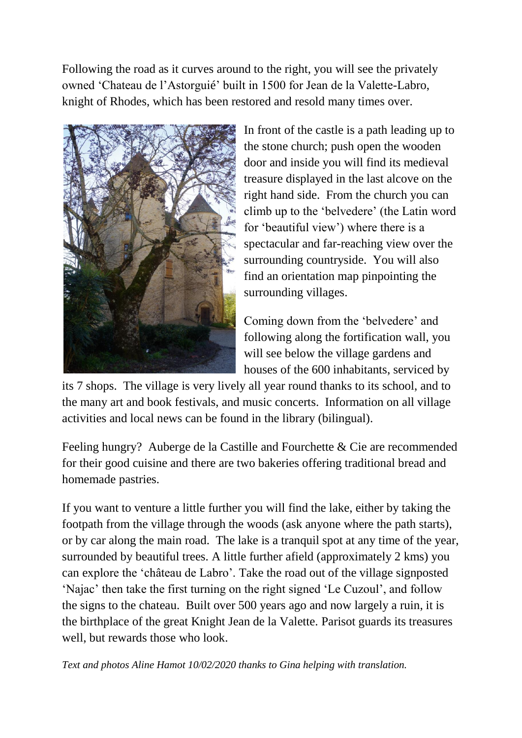Following the road as it curves around to the right, you will see the privately owned 'Chateau de l'Astorguié' built in 1500 for Jean de la Valette-Labro, knight of Rhodes, which has been restored and resold many times over.

In front of the castle is a path leading up to the stone church; push open the wooden door and inside you will find its medieval treasure displayed in the last alcove on the right hand side. From the church you can climb up to the 'belvedere' (the Latin word for 'beautiful view') where there is a spectacular and far-reaching view over the surrounding countryside. You will also find an orientation map pinpointing the surrounding villages.

Coming down from the 'belvedere' and following along the fortification wall, you will see below the village gardens and houses of the 600 inhabitants, serviced by its 7 shops. The village is very lively all year round thanks to its school, and to the many art and book festivals, and music concerts. Information on all village activities and local news can be found in the library (bilingual).

Feeling hungry? Auberge de la Castille and Fourchette & Cie are recommended for their good cuisine and there are two bakeries offering traditional bread and homemade pastries.

If you want to venture a little further you will find the lake, either by taking the footpath from the village through the woods (ask anyone where the path starts), or by car along the main road. The lake is a tranquil spot at any time of the year, surrounded by beautiful trees. A little further afield (approximately 2 kms) you can explore the 'château de Labro'. Take the road out of the village signposted 'Najac' then take the first turning on the right signed 'Le Cuzoul', and follow the signs to the chateau. Built over 500 years ago and now largely a ruin, it is the birthplace of the great Knight Jean de la Valette. Parisot guards its treasures well, but rewards those who look.

*Text and photos Aline Hamot 10/02/2020 thanks to Gina helping with translation.*